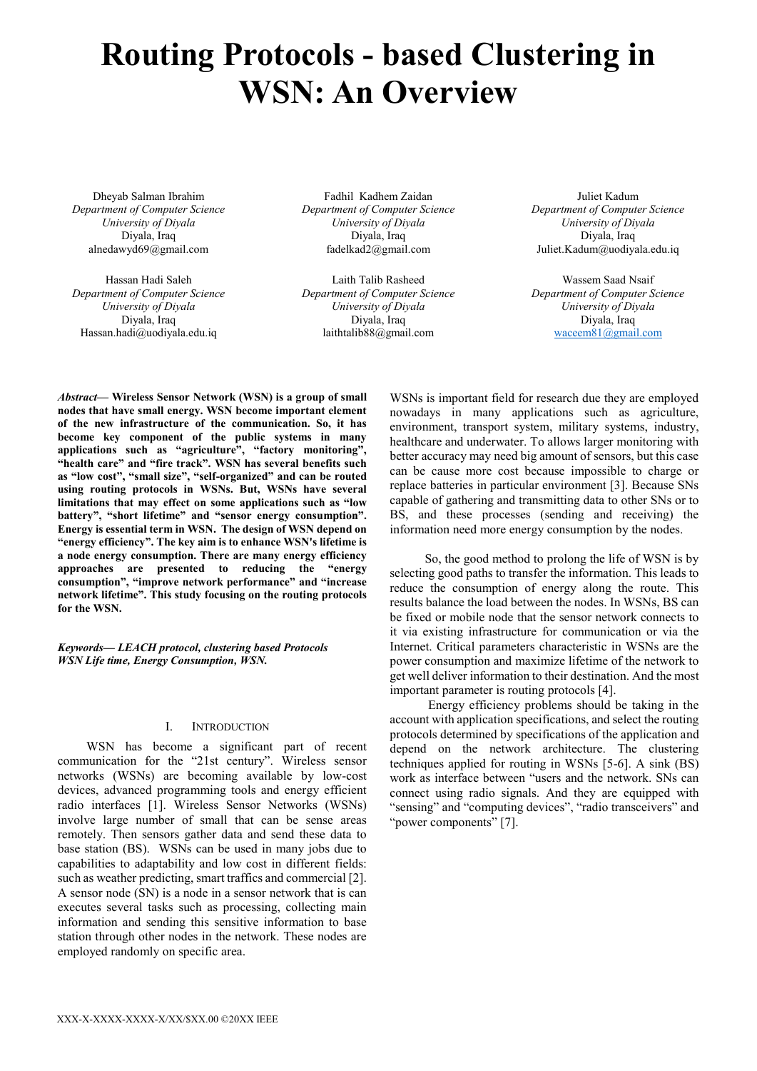# Routing Protocols - based Clustering in WSN: An Overview

Dheyab Salman Ibrahim
*Department of Computer Science*
*University of Diyala*
Diyala, Iraq
alnedawyd69@gmail.com

Fadhil Kadhem Zaidan
*Department of Computer Science*
*University of Diyala*
Diyala, Iraq
fadelkad2@gmail.com

Juliet Kadum
*Department of Computer Science*
*University of Diyala*
Diyala, Iraq
Juliet.Kadum@uodiyala.edu.iq

Hassan Hadi Saleh
*Department of Computer Science*
*University of Diyala*
Diyala, Iraq
Hassan.hadi@uodiyala.edu.iq

Laith Talib Rasheed
*Department of Computer Science*
*University of Diyala*
Diyala, Iraq
laithtalib88@gmail.com

Wassem Saad Nsaif
*Department of Computer Science*
*University of Diyala*
Diyala, Iraq
waceem81@gmail.com

***Abstract*— Wireless Sensor Network (WSN) is a group of small nodes that have small energy. WSN become important element of the new infrastructure of the communication. So, it has become key component of the public systems in many applications such as "agriculture", "factory monitoring", "health care" and "fire track". WSN has several benefits such as "low cost", "small size", "self-organized" and can be routed using routing protocols in WSNs. But, WSNs have several limitations that may effect on some applications such as "low battery", "short lifetime" and "sensor energy consumption". Energy is essential term in WSN. The design of WSN depend on "energy efficiency". The key aim is to enhance WSN's lifetime is a node energy consumption. There are many energy efficiency approaches are presented to reducing the "energy consumption", "improve network performance" and "increase network lifetime". This study focusing on the routing protocols for the WSN.**

***Keywords*— *LEACH protocol, clustering based Protocols WSN Life time, Energy Consumption, WSN.***

## I. Introduction

WSN has become a significant part of recent communication for the "21st century". Wireless sensor networks (WSNs) are becoming available by low-cost devices, advanced programming tools and energy efficient radio interfaces [1]. Wireless Sensor Networks (WSNs) involve large number of small that can be sense areas remotely. Then sensors gather data and send these data to base station (BS). WSNs can be used in many jobs due to capabilities to adaptability and low cost in different fields: such as weather predicting, smart traffics and commercial [2]. A sensor node (SN) is a node in a sensor network that is can executes several tasks such as processing, collecting main information and sending this sensitive information to base station through other nodes in the network. These nodes are employed randomly on specific area.

WSNs is important field for research due they are employed nowadays in many applications such as agriculture, environment, transport system, military systems, industry, healthcare and underwater. To allows larger monitoring with better accuracy may need big amount of sensors, but this case can be cause more cost because impossible to charge or replace batteries in particular environment [3]. Because SNs capable of gathering and transmitting data to other SNs or to BS, and these processes (sending and receiving) the information need more energy consumption by the nodes.

So, the good method to prolong the life of WSN is by selecting good paths to transfer the information. This leads to reduce the consumption of energy along the route. This results balance the load between the nodes. In WSNs, BS can be fixed or mobile node that the sensor network connects to it via existing infrastructure for communication or via the Internet. Critical parameters characteristic in WSNs are the power consumption and maximize lifetime of the network to get well deliver information to their destination. And the most important parameter is routing protocols [4].

Energy efficiency problems should be taking in the account with application specifications, and select the routing protocols determined by specifications of the application and depend on the network architecture. The clustering techniques applied for routing in WSNs [5-6]. A sink (BS) work as interface between "users and the network. SNs can connect using radio signals. And they are equipped with "sensing" and "computing devices", "radio transceivers" and "power components" [7].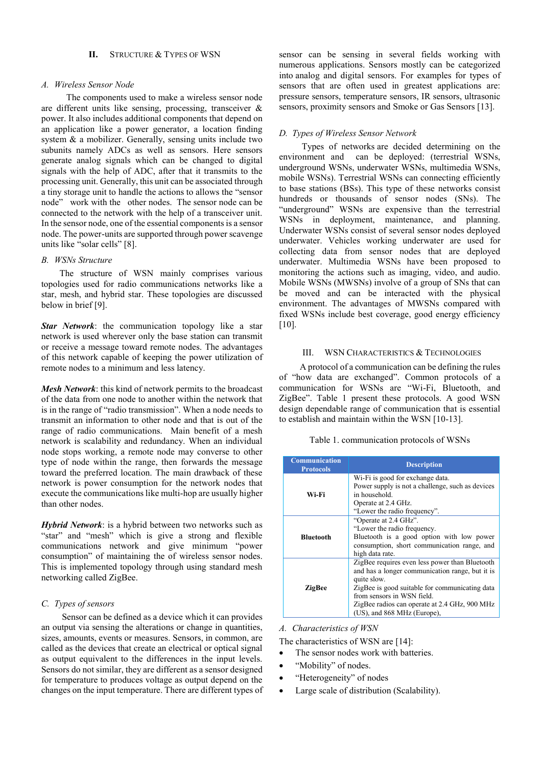## II. Structure & Types of WSN

### A. Wireless Sensor Node

The components used to make a wireless sensor node are different units like sensing, processing, transceiver & power. It also includes additional components that depend on an application like a power generator, a location finding system & a mobilizer. Generally, sensing units include two subunits namely ADCs as well as sensors. Here sensors generate analog signals which can be changed to digital signals with the help of ADC, after that it transmits to the processing unit. Generally, this unit can be associated through a tiny storage unit to handle the actions to allows the "sensor node" work with the other nodes. The sensor node can be connected to the network with the help of a transceiver unit. In the sensor node, one of the essential components is a sensor node. The power-units are supported through power scavenge units like "solar cells" [8].

### B. WSNs Structure

The structure of WSN mainly comprises various topologies used for radio communications networks like a star, mesh, and hybrid star. These topologies are discussed below in brief [9].

***Star Network***: the communication topology like a star network is used wherever only the base station can transmit or receive a message toward remote nodes. The advantages of this network capable of keeping the power utilization of remote nodes to a minimum and less latency.

***Mesh Network***: this kind of network permits to the broadcast of the data from one node to another within the network that is in the range of "radio transmission". When a node needs to transmit an information to other node and that is out of the range of radio communications. Main benefit of a mesh network is scalability and redundancy. When an individual node stops working, a remote node may converse to other type of node within the range, then forwards the message toward the preferred location. The main drawback of these network is power consumption for the network nodes that execute the communications like multi-hop are usually higher than other nodes.

***Hybrid Network***: is a hybrid between two networks such as "star" and "mesh" which is give a strong and flexible communications network and give minimum "power consumption" of maintaining the of wireless sensor nodes. This is implemented topology through using standard mesh networking called ZigBee.

### C. Types of sensors

Sensor can be defined as a device which it can provides an output via sensing the alterations or change in quantities, sizes, amounts, events or measures. Sensors, in common, are called as the devices that create an electrical or optical signal as output equivalent to the differences in the input levels. Sensors do not similar, they are different as a sensor designed for temperature to produces voltage as output depend on the changes on the input temperature. There are different types of sensor can be sensing in several fields working with numerous applications. Sensors mostly can be categorized into analog and digital sensors. For examples for types of sensors that are often used in greatest applications are: pressure sensors, temperature sensors, IR sensors, ultrasonic sensors, proximity sensors and Smoke or Gas Sensors [13].

### D. Types of Wireless Sensor Network

Types of networks are decided determining on the environment and can be deployed: (terrestrial WSNs, underground WSNs, underwater WSNs, multimedia WSNs, mobile WSNs). Terrestrial WSNs can connecting efficiently to base stations (BSs). This type of these networks consist hundreds or thousands of sensor nodes (SNs). The "underground" WSNs are expensive than the terrestrial WSNs in deployment, maintenance, and planning. Underwater WSNs consist of several sensor nodes deployed underwater. Vehicles working underwater are used for collecting data from sensor nodes that are deployed underwater. Multimedia WSNs have been proposed to monitoring the actions such as imaging, video, and audio. Mobile WSNs (MWSNs) involve of a group of SNs that can be moved and can be interacted with the physical environment. The advantages of MWSNs compared with fixed WSNs include best coverage, good energy efficiency [10].

## III. WSN Characteristics & Technologies

A protocol of a communication can be defining the rules of "how data are exchanged". Common protocols of a communication for WSNs are "Wi-Fi, Bluetooth, and ZigBee". Table 1 present these protocols. A good WSN design dependable range of communication that is essential to establish and maintain within the WSN [10-13].

Table 1. communication protocols of WSNs

| Communication Protocols | Description |
|---|---|
| **Wi-Fi** | Wi-Fi is good for exchange data. Power supply is not a challenge, such as devices in household. Operate at 2.4 GHz. "Lower the radio frequency". |
| **Bluetooth** | "Operate at 2.4 GHz". "Lower the radio frequency. Bluetooth is a good option with low power consumption, short communication range, and high data rate. |
| **ZigBee** | ZigBee requires even less power than Bluetooth and has a longer communication range, but it is quite slow. ZigBee is good suitable for communicating data from sensors in WSN field. ZigBee radios can operate at 2.4 GHz, 900 MHz (US), and 868 MHz (Europe), |

### A. Characteristics of WSN

The characteristics of WSN are [14]:

- The sensor nodes work with batteries.
- "Mobility" of nodes.
- "Heterogeneity" of nodes
- Large scale of distribution (Scalability).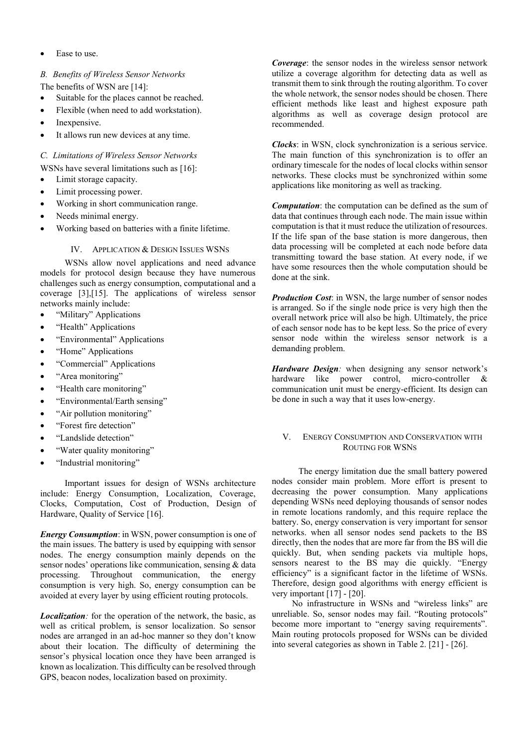- Ease to use.

### B. Benefits of Wireless Sensor Networks

The benefits of WSN are [14]:

- Suitable for the places cannot be reached.
- Flexible (when need to add workstation).
- Inexpensive.
- It allows run new devices at any time.

### C. Limitations of Wireless Sensor Networks

WSNs have several limitations such as [16]:

- Limit storage capacity.
- Limit processing power.
- Working in short communication range.
- Needs minimal energy.
- Working based on batteries with a finite lifetime.

## IV. Application & Design Issues WSNs

WSNs allow novel applications and need advance models for protocol design because they have numerous challenges such as energy consumption, computational and a coverage [3],[15]. The applications of wireless sensor networks mainly include:

- "Military" Applications
- "Health" Applications
- "Environmental" Applications
- "Home" Applications
- "Commercial" Applications
- "Area monitoring"
- "Health care monitoring"
- "Environmental/Earth sensing"
- "Air pollution monitoring"
- "Forest fire detection"
- "Landslide detection"
- "Water quality monitoring"
- "Industrial monitoring"

Important issues for design of WSNs architecture include: Energy Consumption, Localization, Coverage, Clocks, Computation, Cost of Production, Design of Hardware, Quality of Service [16].

***Energy Consumption***: in WSN, power consumption is one of the main issues. The battery is used by equipping with sensor nodes. The energy consumption mainly depends on the sensor nodes' operations like communication, sensing & data processing. Throughout communication, the energy consumption is very high. So, energy consumption can be avoided at every layer by using efficient routing protocols.

***Localization****:* for the operation of the network, the basic, as well as critical problem, is sensor localization. So sensor nodes are arranged in an ad-hoc manner so they don't know about their location. The difficulty of determining the sensor's physical location once they have been arranged is known as localization. This difficulty can be resolved through GPS, beacon nodes, localization based on proximity.

***Coverage***: the sensor nodes in the wireless sensor network utilize a coverage algorithm for detecting data as well as transmit them to sink through the routing algorithm. To cover the whole network, the sensor nodes should be chosen. There efficient methods like least and highest exposure path algorithms as well as coverage design protocol are recommended.

***Clocks***: in WSN, clock synchronization is a serious service. The main function of this synchronization is to offer an ordinary timescale for the nodes of local clocks within sensor networks. These clocks must be synchronized within some applications like monitoring as well as tracking.

***Computation***: the computation can be defined as the sum of data that continues through each node. The main issue within computation is that it must reduce the utilization of resources. If the life span of the base station is more dangerous, then data processing will be completed at each node before data transmitting toward the base station. At every node, if we have some resources then the whole computation should be done at the sink.

***Production Cost***: in WSN, the large number of sensor nodes is arranged. So if the single node price is very high then the overall network price will also be high. Ultimately, the price of each sensor node has to be kept less. So the price of every sensor node within the wireless sensor network is a demanding problem.

***Hardware Design****:* when designing any sensor network's hardware like power control, micro-controller & communication unit must be energy-efficient. Its design can be done in such a way that it uses low-energy.

## V. Energy Consumption and Conservation with Routing for WSNs

The energy limitation due the small battery powered nodes consider main problem. More effort is present to decreasing the power consumption. Many applications depending WSNs need deploying thousands of sensor nodes in remote locations randomly, and this require replace the battery. So, energy conservation is very important for sensor networks. when all sensor nodes send packets to the BS directly, then the nodes that are more far from the BS will die quickly. But, when sending packets via multiple hops, sensors nearest to the BS may die quickly. "Energy efficiency" is a significant factor in the lifetime of WSNs. Therefore, design good algorithms with energy efficient is very important [17] - [20].

No infrastructure in WSNs and "wireless links" are unreliable. So, sensor nodes may fail. "Routing protocols" become more important to "energy saving requirements". Main routing protocols proposed for WSNs can be divided into several categories as shown in Table 2. [21] - [26].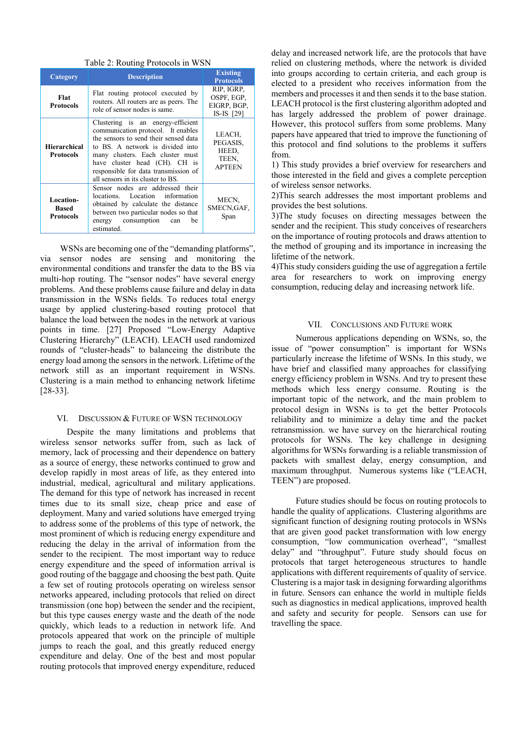Table 2: Routing Protocols in WSN

| Category | Description | Existing Protocols |
|---|---|---|
| **Flat Protocols** | Flat routing protocol executed by routers. All routers are as peers. The role of sensor nodes is same. | RIP, IGRP, OSPF, EGP, EIGRP, BGP, IS-IS [29] |
| **Hierarchical Protocols** | Clustering is an energy-efficient communication protocol. It enables the sensors to send their sensed data to BS. A network is divided into many clusters. Each cluster must have cluster head (CH). CH is responsible for data transmission of all sensors in its cluster to BS. | LEACH, PEGASIS, HEED, TEEN, APTEEN |
| **Location-Based Protocols** | Sensor nodes are addressed their locations. Location information obtained by calculate the distance between two particular nodes so that energy consumption can be estimated. | MECN, SMECN,GAF, Span |

WSNs are becoming one of the "demanding platforms", via sensor nodes are sensing and monitoring the environmental conditions and transfer the data to the BS via multi-hop routing. The "sensor nodes" have several energy problems. And these problems cause failure and delay in data transmission in the WSNs fields. To reduces total energy usage by applied clustering-based routing protocol that balance the load between the nodes in the network at various points in time. [27] Proposed "Low-Energy Adaptive Clustering Hierarchy" (LEACH). LEACH used randomized rounds of "cluster-heads" to balanceing the distribute the energy load among the sensors in the network. Lifetime of the network still as an important requirement in WSNs. Clustering is a main method to enhancing network lifetime [28-33].

## VI. Discussion & Future of WSN Technology

Despite the many limitations and problems that wireless sensor networks suffer from, such as lack of memory, lack of processing and their dependence on battery as a source of energy, these networks continued to grow and develop rapidly in most areas of life, as they entered into industrial, medical, agricultural and military applications. The demand for this type of network has increased in recent times due to its small size, cheap price and ease of deployment. Many and varied solutions have emerged trying to address some of the problems of this type of network, the most prominent of which is reducing energy expenditure and reducing the delay in the arrival of information from the sender to the recipient. The most important way to reduce energy expenditure and the speed of information arrival is good routing of the baggage and choosing the best path. Quite a few set of routing protocols operating on wireless sensor networks appeared, including protocols that relied on direct transmission (one hop) between the sender and the recipient, but this type causes energy waste and the death of the node quickly, which leads to a reduction in network life. And protocols appeared that work on the principle of multiple jumps to reach the goal, and this greatly reduced energy expenditure and delay. One of the best and most popular routing protocols that improved energy expenditure, reduced delay and increased network life, are the protocols that have relied on clustering methods, where the network is divided into groups according to certain criteria, and each group is elected to a president who receives information from the members and processes it and then sends it to the base station. LEACH protocol is the first clustering algorithm adopted and has largely addressed the problem of power drainage. However, this protocol suffers from some problems. Many papers have appeared that tried to improve the functioning of this protocol and find solutions to the problems it suffers from.

1) This study provides a brief overview for researchers and those interested in the field and gives a complete perception of wireless sensor networks.

2)This search addresses the most important problems and provides the best solutions.

3)The study focuses on directing messages between the sender and the recipient. This study conceives of researchers on the importance of routing protocols and draws attention to the method of grouping and its importance in increasing the lifetime of the network.

4)This study considers guiding the use of aggregation a fertile area for researchers to work on improving energy consumption, reducing delay and increasing network life.

## VII. Conclusions and Future Work

Numerous applications depending on WSNs, so, the issue of "power consumption" is important for WSNs particularly increase the lifetime of WSNs. In this study, we have brief and classified many approaches for classifying energy efficiency problem in WSNs. And try to present these methods which less energy consume. Routing is the important topic of the network, and the main problem to protocol design in WSNs is to get the better Protocols reliability and to minimize a delay time and the packet retransmission. we have survey on the hierarchical routing protocols for WSNs. The key challenge in designing algorithms for WSNs forwarding is a reliable transmission of packets with smallest delay, energy consumption, and maximum throughput. Numerous systems like ("LEACH, TEEN") are proposed.

Future studies should be focus on routing protocols to handle the quality of applications. Clustering algorithms are significant function of designing routing protocols in WSNs that are given good packet transformation with low energy consumption, "low communication overhead", "smallest delay" and "throughput". Future study should focus on protocols that target heterogeneous structures to handle applications with different requirements of quality of service. Clustering is a major task in designing forwarding algorithms in future. Sensors can enhance the world in multiple fields such as diagnostics in medical applications, improved health and safety and security for people. Sensors can use for travelling the space.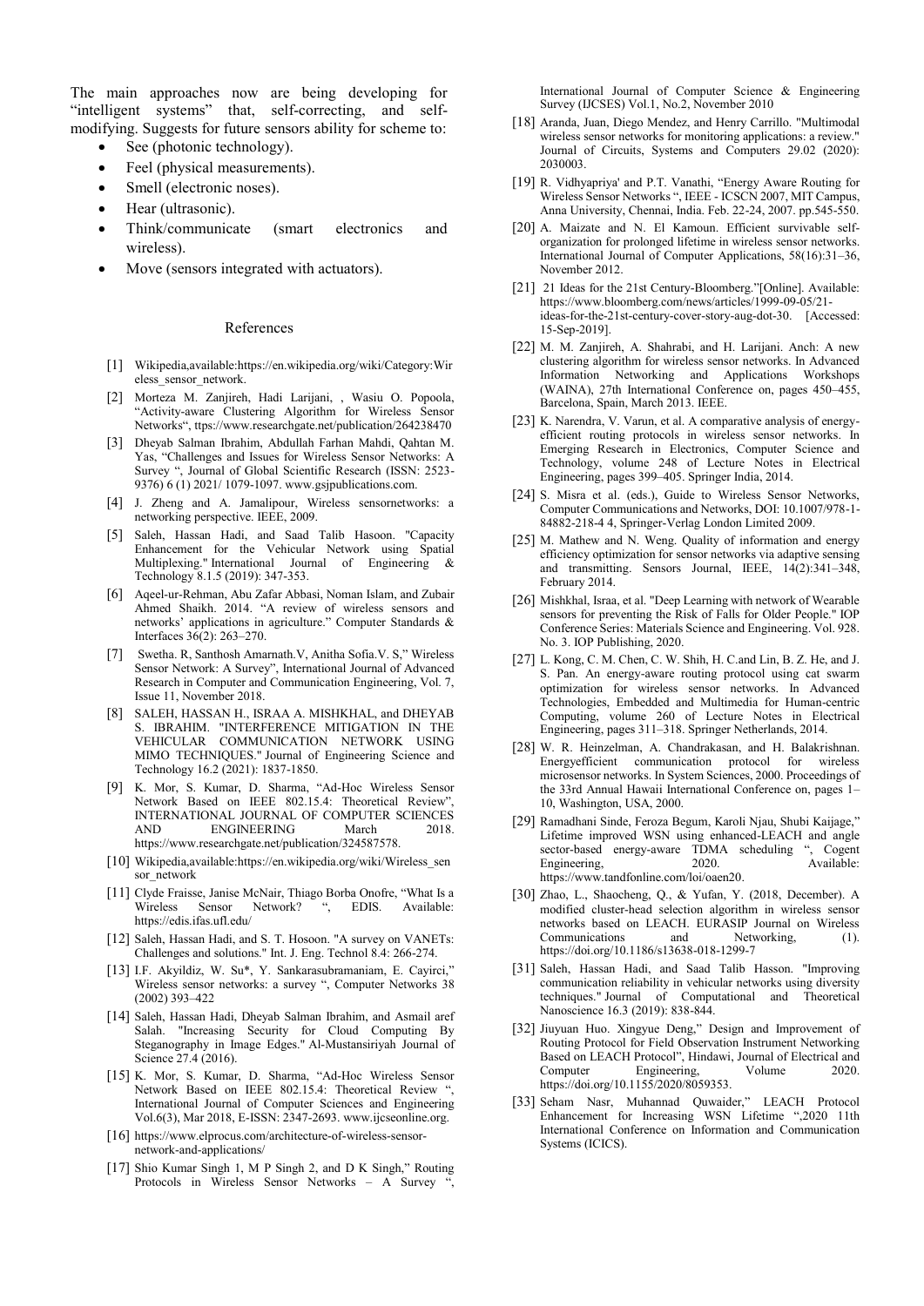The main approaches now are being developing for "intelligent systems" that, self-correcting, and self-modifying. Suggests for future sensors ability for scheme to:

- See (photonic technology).
- Feel (physical measurements).
- Smell (electronic noses).
- Hear (ultrasonic).
- Think/communicate (smart electronics and wireless).
- Move (sensors integrated with actuators).

## References

[1] Wikipedia,available:https://en.wikipedia.org/wiki/Category:Wireless_sensor_network.

[2] Morteza M. Zanjireh, Hadi Larijani, , Wasiu O. Popoola, "Activity-aware Clustering Algorithm for Wireless Sensor Networks", ttps://www.researchgate.net/publication/264238470

[3] Dheyab Salman Ibrahim, Abdullah Farhan Mahdi, Qahtan M. Yas, "Challenges and Issues for Wireless Sensor Networks: A Survey ", Journal of Global Scientific Research (ISSN: 2523-9376) 6 (1) 2021/ 1079-1097. www.gsjpublications.com.

[4] J. Zheng and A. Jamalipour, Wireless sensornetworks: a networking perspective. IEEE, 2009.

[5] Saleh, Hassan Hadi, and Saad Talib Hasoon. "Capacity Enhancement for the Vehicular Network using Spatial Multiplexing." International Journal of Engineering & Technology 8.1.5 (2019): 347-353.

[6] Aqeel-ur-Rehman, Abu Zafar Abbasi, Noman Islam, and Zubair Ahmed Shaikh. 2014. "A review of wireless sensors and networks' applications in agriculture." Computer Standards & Interfaces 36(2): 263–270.

[7] Swetha. R, Santhosh Amarnath.V, Anitha Sofia.V. S," Wireless Sensor Network: A Survey", International Journal of Advanced Research in Computer and Communication Engineering, Vol. 7, Issue 11, November 2018.

[8] SALEH, HASSAN H., ISRAA A. MISHKHAL, and DHEYAB S. IBRAHIM. "INTERFERENCE MITIGATION IN THE VEHICULAR COMMUNICATION NETWORK USING MIMO TECHNIQUES." Journal of Engineering Science and Technology 16.2 (2021): 1837-1850.

[9] K. Mor, S. Kumar, D. Sharma, "Ad-Hoc Wireless Sensor Network Based on IEEE 802.15.4: Theoretical Review", INTERNATIONAL JOURNAL OF COMPUTER SCIENCES AND ENGINEERING March 2018. https://www.researchgate.net/publication/324587578.

[10] Wikipedia,available:https://en.wikipedia.org/wiki/Wireless_sensor_network

[11] Clyde Fraisse, Janise McNair, Thiago Borba Onofre, "What Is a Wireless Sensor Network? ", EDIS. Available: https://edis.ifas.ufl.edu/

[12] Saleh, Hassan Hadi, and S. T. Hosoon. "A survey on VANETs: Challenges and solutions." Int. J. Eng. Technol 8.4: 266-274.

[13] I.F. Akyildiz, W. Su*, Y. Sankarasubramaniam, E. Cayirci," Wireless sensor networks: a survey ", Computer Networks 38 (2002) 393–422

[14] Saleh, Hassan Hadi, Dheyab Salman Ibrahim, and Asmail aref Salah. "Increasing Security for Cloud Computing By Steganography in Image Edges." Al-Mustansiriyah Journal of Science 27.4 (2016).

[15] K. Mor, S. Kumar, D. Sharma, "Ad-Hoc Wireless Sensor Network Based on IEEE 802.15.4: Theoretical Review ", International Journal of Computer Sciences and Engineering Vol.6(3), Mar 2018, E-ISSN: 2347-2693. www.ijcseonline.org.

[16] https://www.elprocus.com/architecture-of-wireless-sensor-network-and-applications/

[17] Shio Kumar Singh 1, M P Singh 2, and D K Singh," Routing Protocols in Wireless Sensor Networks – A Survey ", International Journal of Computer Science & Engineering Survey (IJCSES) Vol.1, No.2, November 2010

[18] Aranda, Juan, Diego Mendez, and Henry Carrillo. "Multimodal wireless sensor networks for monitoring applications: a review." Journal of Circuits, Systems and Computers 29.02 (2020): 2030003.

[19] R. Vidhyapriya' and P.T. Vanathi, "Energy Aware Routing for Wireless Sensor Networks ", IEEE - ICSCN 2007, MIT Campus, Anna University, Chennai, India. Feb. 22-24, 2007. pp.545-550.

[20] A. Maizate and N. El Kamoun. Efficient survivable self-organization for prolonged lifetime in wireless sensor networks. International Journal of Computer Applications, 58(16):31–36, November 2012.

[21] 21 Ideas for the 21st Century-Bloomberg."[Online]. Available: https://www.bloomberg.com/news/articles/1999-09-05/21-ideas-for-the-21st-century-cover-story-aug-dot-30. [Accessed: 15-Sep-2019].

[22] M. M. Zanjireh, A. Shahrabi, and H. Larijani. Anch: A new clustering algorithm for wireless sensor networks. In Advanced Information Networking and Applications Workshops (WAINA), 27th International Conference on, pages 450–455, Barcelona, Spain, March 2013. IEEE.

[23] K. Narendra, V. Varun, et al. A comparative analysis of energy-efficient routing protocols in wireless sensor networks. In Emerging Research in Electronics, Computer Science and Technology, volume 248 of Lecture Notes in Electrical Engineering, pages 399–405. Springer India, 2014.

[24] S. Misra et al. (eds.), Guide to Wireless Sensor Networks, Computer Communications and Networks, DOI: 10.1007/978-1-84882-218-4 4, Springer-Verlag London Limited 2009.

[25] M. Mathew and N. Weng. Quality of information and energy efficiency optimization for sensor networks via adaptive sensing and transmitting. Sensors Journal, IEEE, 14(2):341–348, February 2014.

[26] Mishkhal, Israa, et al. "Deep Learning with network of Wearable sensors for preventing the Risk of Falls for Older People." IOP Conference Series: Materials Science and Engineering. Vol. 928. No. 3. IOP Publishing, 2020.

[27] L. Kong, C. M. Chen, C. W. Shih, H. C.and Lin, B. Z. He, and J. S. Pan. An energy-aware routing protocol using cat swarm optimization for wireless sensor networks. In Advanced Technologies, Embedded and Multimedia for Human-centric Computing, volume 260 of Lecture Notes in Electrical Engineering, pages 311–318. Springer Netherlands, 2014.

[28] W. R. Heinzelman, A. Chandrakasan, and H. Balakrishnan. Energyefficient communication protocol for wireless microsensor networks. In System Sciences, 2000. Proceedings of the 33rd Annual Hawaii International Conference on, pages 1–10, Washington, USA, 2000.

[29] Ramadhani Sinde, Feroza Begum, Karoli Njau, Shubi Kaijage," Lifetime improved WSN using enhanced-LEACH and angle sector-based energy-aware TDMA scheduling ", Cogent Engineering, 2020. Available: https://www.tandfonline.com/loi/oaen20.

[30] Zhao, L., Shaocheng, Q., & Yufan, Y. (2018, December). A modified cluster-head selection algorithm in wireless sensor networks based on LEACH. EURASIP Journal on Wireless Communications and Networking, (1). https://doi.org/10.1186/s13638-018-1299-7

[31] Saleh, Hassan Hadi, and Saad Talib Hasson. "Improving communication reliability in vehicular networks using diversity techniques." Journal of Computational and Theoretical Nanoscience 16.3 (2019): 838-844.

[32] Jiuyuan Huo. Xingyue Deng," Design and Improvement of Routing Protocol for Field Observation Instrument Networking Based on LEACH Protocol", Hindawi, Journal of Electrical and Computer Engineering, Volume 2020. https://doi.org/10.1155/2020/8059353.

[33] Seham Nasr, Muhannad Quwaider," LEACH Protocol Enhancement for Increasing WSN Lifetime ",2020 11th International Conference on Information and Communication Systems (ICICS).